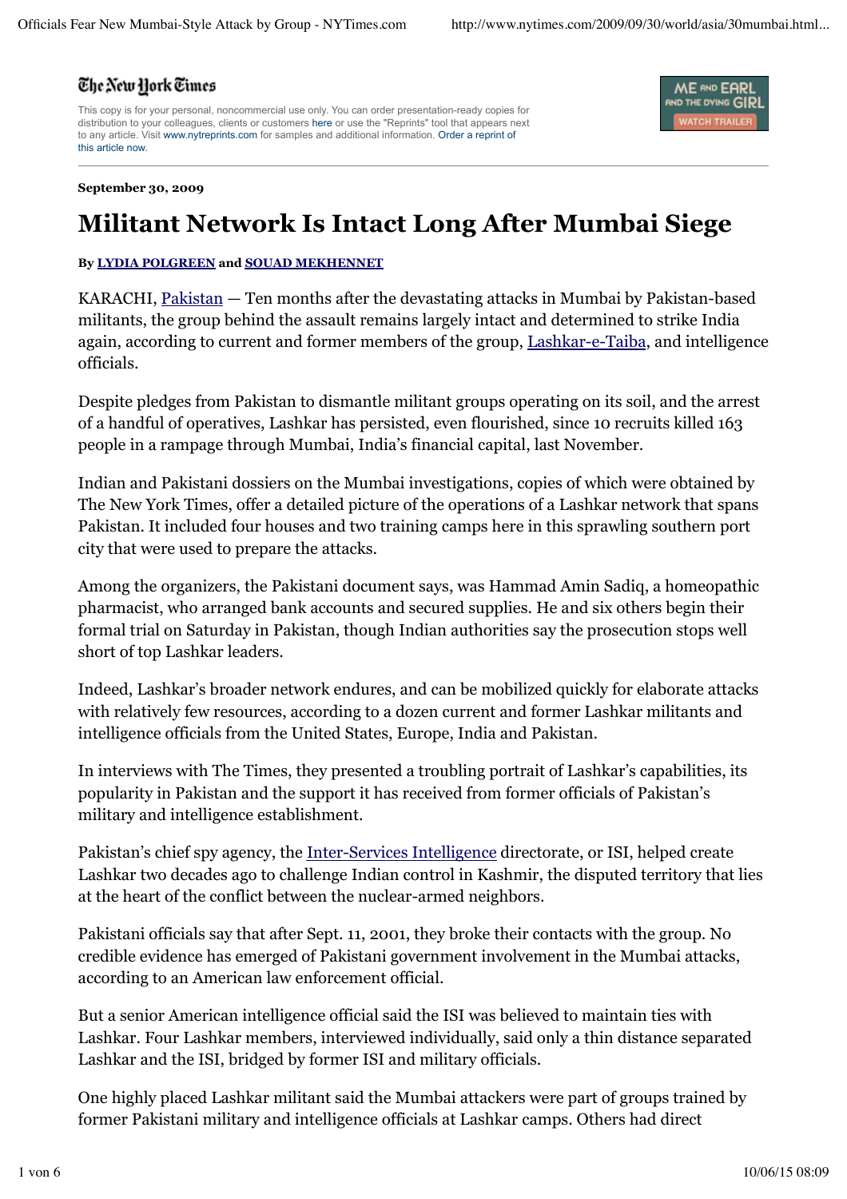The New York Times

This copy is for your personal, noncommercial use only. You can order presentation-ready copies for distribution to your colleagues, clients or customers here or use the "Reprints" tool that appears next to any article. Visit www.nytreprints.com for samples and additional information. Order a reprint of this article now.

**September 30, 2009**

# Militant Network Is Intact Long After Mumbai Siege

**By LYDIA POLGREEN and SOUAD MEKHENNET**

KARACHI, Pakistan — Ten months after the devastating attacks in Mumbai by Pakistan-based militants, the group behind the assault remains largely intact and determined to strike India again, according to current and former members of the group, Lashkar-e-Taiba, and intelligence officials.

Despite pledges from Pakistan to dismantle militant groups operating on its soil, and the arrest of a handful of operatives, Lashkar has persisted, even flourished, since 10 recruits killed 163 people in a rampage through Mumbai, India's financial capital, last November.

Indian and Pakistani dossiers on the Mumbai investigations, copies of which were obtained by The New York Times, offer a detailed picture of the operations of a Lashkar network that spans Pakistan. It included four houses and two training camps here in this sprawling southern port city that were used to prepare the attacks.

Among the organizers, the Pakistani document says, was Hammad Amin Sadiq, a homeopathic pharmacist, who arranged bank accounts and secured supplies. He and six others begin their formal trial on Saturday in Pakistan, though Indian authorities say the prosecution stops well short of top Lashkar leaders.

Indeed, Lashkar's broader network endures, and can be mobilized quickly for elaborate attacks with relatively few resources, according to a dozen current and former Lashkar militants and intelligence officials from the United States, Europe, India and Pakistan.

In interviews with The Times, they presented a troubling portrait of Lashkar's capabilities, its popularity in Pakistan and the support it has received from former officials of Pakistan's military and intelligence establishment.

Pakistan's chief spy agency, the Inter-Services Intelligence directorate, or ISI, helped create Lashkar two decades ago to challenge Indian control in Kashmir, the disputed territory that lies at the heart of the conflict between the nuclear-armed neighbors.

Pakistani officials say that after Sept. 11, 2001, they broke their contacts with the group. No credible evidence has emerged of Pakistani government involvement in the Mumbai attacks, according to an American law enforcement official.

But a senior American intelligence official said the ISI was believed to maintain ties with Lashkar. Four Lashkar members, interviewed individually, said only a thin distance separated Lashkar and the ISI, bridged by former ISI and military officials.

One highly placed Lashkar militant said the Mumbai attackers were part of groups trained by former Pakistani military and intelligence officials at Lashkar camps. Others had direct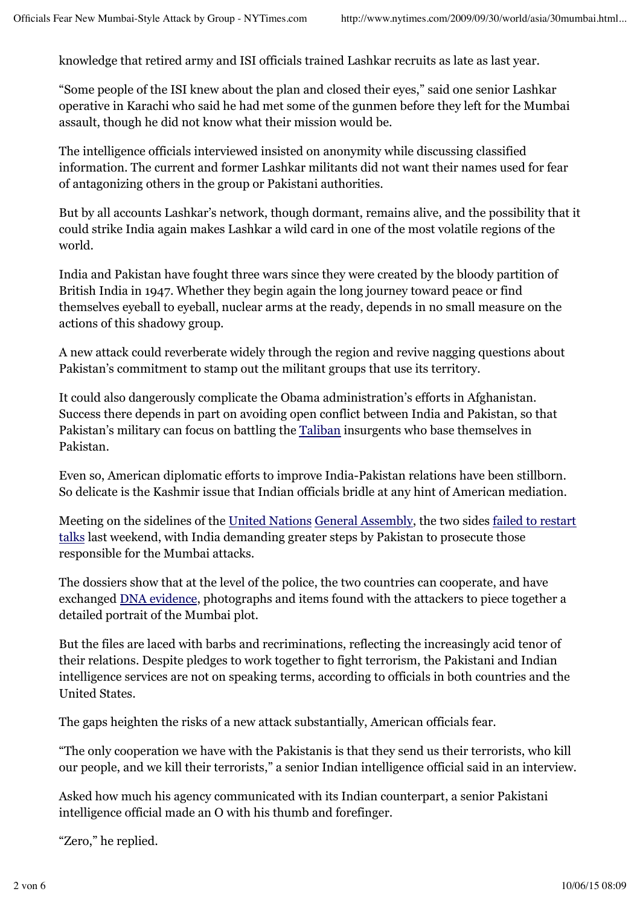knowledge that retired army and ISI officials trained Lashkar recruits as late as last year.

"Some people of the ISI knew about the plan and closed their eyes," said one senior Lashkar operative in Karachi who said he had met some of the gunmen before they left for the Mumbai assault, though he did not know what their mission would be.

The intelligence officials interviewed insisted on anonymity while discussing classified information. The current and former Lashkar militants did not want their names used for fear of antagonizing others in the group or Pakistani authorities.

But by all accounts Lashkar's network, though dormant, remains alive, and the possibility that it could strike India again makes Lashkar a wild card in one of the most volatile regions of the world.

India and Pakistan have fought three wars since they were created by the bloody partition of British India in 1947. Whether they begin again the long journey toward peace or find themselves eyeball to eyeball, nuclear arms at the ready, depends in no small measure on the actions of this shadowy group.

A new attack could reverberate widely through the region and revive nagging questions about Pakistan's commitment to stamp out the militant groups that use its territory.

It could also dangerously complicate the Obama administration's efforts in Afghanistan. Success there depends in part on avoiding open conflict between India and Pakistan, so that Pakistan's military can focus on battling the Taliban insurgents who base themselves in Pakistan.

Even so, American diplomatic efforts to improve India-Pakistan relations have been stillborn. So delicate is the Kashmir issue that Indian officials bridle at any hint of American mediation.

Meeting on the sidelines of the United Nations General Assembly, the two sides failed to restart talks last weekend, with India demanding greater steps by Pakistan to prosecute those responsible for the Mumbai attacks.

The dossiers show that at the level of the police, the two countries can cooperate, and have exchanged DNA evidence, photographs and items found with the attackers to piece together a detailed portrait of the Mumbai plot.

But the files are laced with barbs and recriminations, reflecting the increasingly acid tenor of their relations. Despite pledges to work together to fight terrorism, the Pakistani and Indian intelligence services are not on speaking terms, according to officials in both countries and the United States.

The gaps heighten the risks of a new attack substantially, American officials fear.

"The only cooperation we have with the Pakistanis is that they send us their terrorists, who kill our people, and we kill their terrorists," a senior Indian intelligence official said in an interview.

Asked how much his agency communicated with its Indian counterpart, a senior Pakistani intelligence official made an O with his thumb and forefinger.

"Zero," he replied.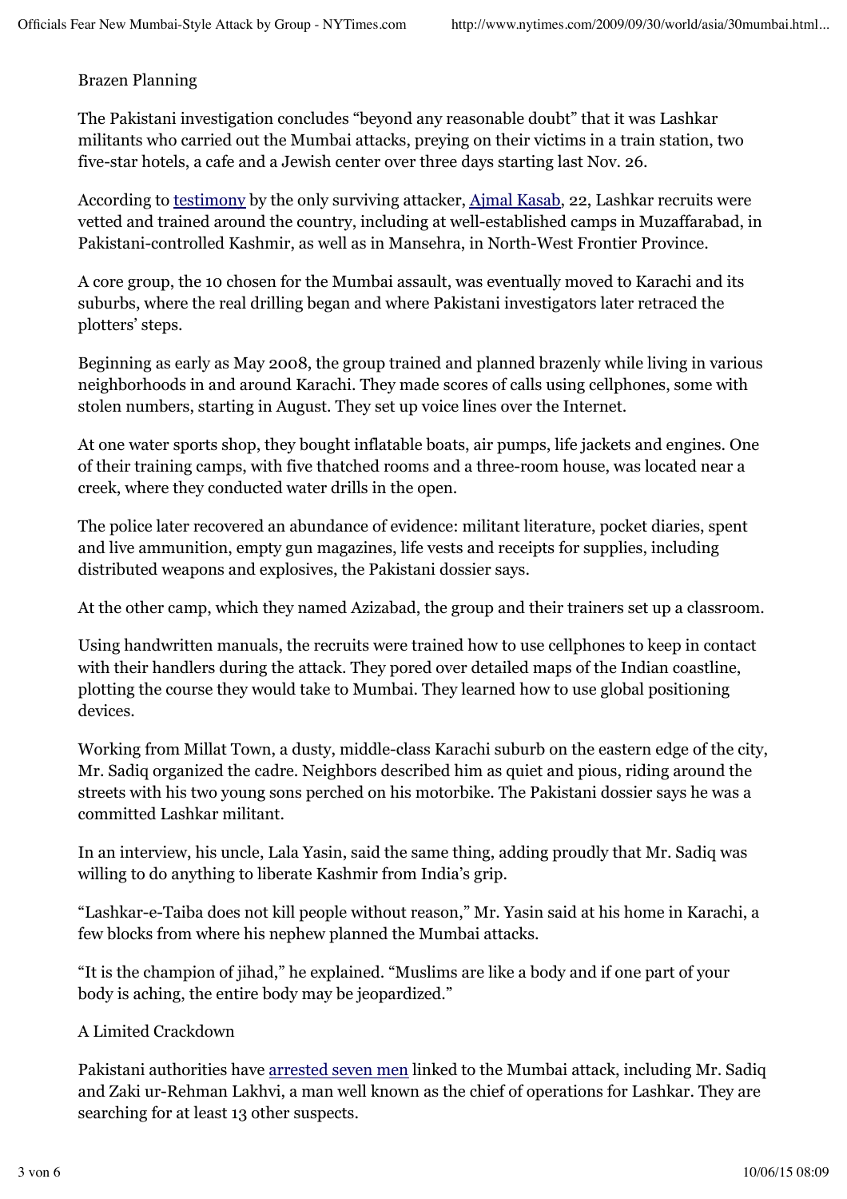## Brazen Planning

The Pakistani investigation concludes "beyond any reasonable doubt" that it was Lashkar militants who carried out the Mumbai attacks, preying on their victims in a train station, two five-star hotels, a cafe and a Jewish center over three days starting last Nov. 26.

According to testimony by the only surviving attacker, Ajmal Kasab, 22, Lashkar recruits were vetted and trained around the country, including at well-established camps in Muzaffarabad, in Pakistani-controlled Kashmir, as well as in Mansehra, in North-West Frontier Province.

A core group, the 10 chosen for the Mumbai assault, was eventually moved to Karachi and its suburbs, where the real drilling began and where Pakistani investigators later retraced the plotters' steps.

Beginning as early as May 2008, the group trained and planned brazenly while living in various neighborhoods in and around Karachi. They made scores of calls using cellphones, some with stolen numbers, starting in August. They set up voice lines over the Internet.

At one water sports shop, they bought inflatable boats, air pumps, life jackets and engines. One of their training camps, with five thatched rooms and a three-room house, was located near a creek, where they conducted water drills in the open.

The police later recovered an abundance of evidence: militant literature, pocket diaries, spent and live ammunition, empty gun magazines, life vests and receipts for supplies, including distributed weapons and explosives, the Pakistani dossier says.

At the other camp, which they named Azizabad, the group and their trainers set up a classroom.

Using handwritten manuals, the recruits were trained how to use cellphones to keep in contact with their handlers during the attack. They pored over detailed maps of the Indian coastline, plotting the course they would take to Mumbai. They learned how to use global positioning devices.

Working from Millat Town, a dusty, middle-class Karachi suburb on the eastern edge of the city, Mr. Sadiq organized the cadre. Neighbors described him as quiet and pious, riding around the streets with his two young sons perched on his motorbike. The Pakistani dossier says he was a committed Lashkar militant.

In an interview, his uncle, Lala Yasin, said the same thing, adding proudly that Mr. Sadiq was willing to do anything to liberate Kashmir from India's grip.

"Lashkar-e-Taiba does not kill people without reason," Mr. Yasin said at his home in Karachi, a few blocks from where his nephew planned the Mumbai attacks.

"It is the champion of jihad," he explained. "Muslims are like a body and if one part of your body is aching, the entire body may be jeopardized."

## A Limited Crackdown

Pakistani authorities have arrested seven men linked to the Mumbai attack, including Mr. Sadiq and Zaki ur-Rehman Lakhvi, a man well known as the chief of operations for Lashkar. They are searching for at least 13 other suspects.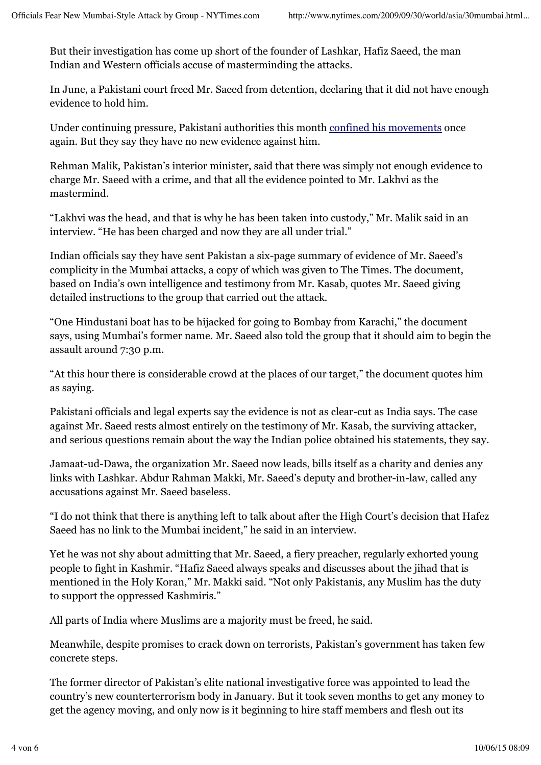But their investigation has come up short of the founder of Lashkar, Hafiz Saeed, the man Indian and Western officials accuse of masterminding the attacks.

In June, a Pakistani court freed Mr. Saeed from detention, declaring that it did not have enough evidence to hold him.

Under continuing pressure, Pakistani authorities this month confined his movements once again. But they say they have no new evidence against him.

Rehman Malik, Pakistan's interior minister, said that there was simply not enough evidence to charge Mr. Saeed with a crime, and that all the evidence pointed to Mr. Lakhvi as the mastermind.

"Lakhvi was the head, and that is why he has been taken into custody," Mr. Malik said in an interview. "He has been charged and now they are all under trial."

Indian officials say they have sent Pakistan a six-page summary of evidence of Mr. Saeed's complicity in the Mumbai attacks, a copy of which was given to The Times. The document, based on India's own intelligence and testimony from Mr. Kasab, quotes Mr. Saeed giving detailed instructions to the group that carried out the attack.

"One Hindustani boat has to be hijacked for going to Bombay from Karachi," the document says, using Mumbai's former name. Mr. Saeed also told the group that it should aim to begin the assault around 7:30 p.m.

"At this hour there is considerable crowd at the places of our target," the document quotes him as saying.

Pakistani officials and legal experts say the evidence is not as clear-cut as India says. The case against Mr. Saeed rests almost entirely on the testimony of Mr. Kasab, the surviving attacker, and serious questions remain about the way the Indian police obtained his statements, they say.

Jamaat-ud-Dawa, the organization Mr. Saeed now leads, bills itself as a charity and denies any links with Lashkar. Abdur Rahman Makki, Mr. Saeed's deputy and brother-in-law, called any accusations against Mr. Saeed baseless.

"I do not think that there is anything left to talk about after the High Court's decision that Hafez Saeed has no link to the Mumbai incident," he said in an interview.

Yet he was not shy about admitting that Mr. Saeed, a fiery preacher, regularly exhorted young people to fight in Kashmir. "Hafiz Saeed always speaks and discusses about the jihad that is mentioned in the Holy Koran," Mr. Makki said. "Not only Pakistanis, any Muslim has the duty to support the oppressed Kashmiris."

All parts of India where Muslims are a majority must be freed, he said.

Meanwhile, despite promises to crack down on terrorists, Pakistan's government has taken few concrete steps.

The former director of Pakistan's elite national investigative force was appointed to lead the country's new counterterrorism body in January. But it took seven months to get any money to get the agency moving, and only now is it beginning to hire staff members and flesh out its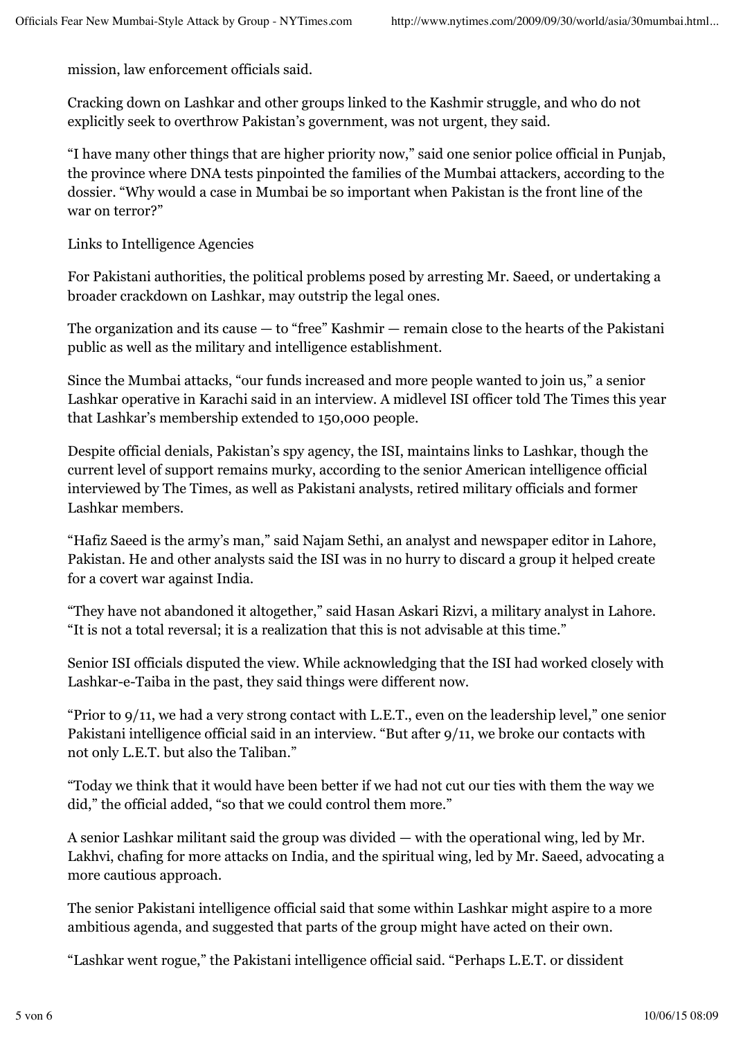mission, law enforcement officials said.

Cracking down on Lashkar and other groups linked to the Kashmir struggle, and who do not explicitly seek to overthrow Pakistan's government, was not urgent, they said.

"I have many other things that are higher priority now," said one senior police official in Punjab, the province where DNA tests pinpointed the families of the Mumbai attackers, according to the dossier. "Why would a case in Mumbai be so important when Pakistan is the front line of the war on terror?"

## Links to Intelligence Agencies

For Pakistani authorities, the political problems posed by arresting Mr. Saeed, or undertaking a broader crackdown on Lashkar, may outstrip the legal ones.

The organization and its cause — to "free" Kashmir — remain close to the hearts of the Pakistani public as well as the military and intelligence establishment.

Since the Mumbai attacks, "our funds increased and more people wanted to join us," a senior Lashkar operative in Karachi said in an interview. A midlevel ISI officer told The Times this year that Lashkar's membership extended to 150,000 people.

Despite official denials, Pakistan's spy agency, the ISI, maintains links to Lashkar, though the current level of support remains murky, according to the senior American intelligence official interviewed by The Times, as well as Pakistani analysts, retired military officials and former Lashkar members.

"Hafiz Saeed is the army's man," said Najam Sethi, an analyst and newspaper editor in Lahore, Pakistan. He and other analysts said the ISI was in no hurry to discard a group it helped create for a covert war against India.

"They have not abandoned it altogether," said Hasan Askari Rizvi, a military analyst in Lahore. "It is not a total reversal; it is a realization that this is not advisable at this time."

Senior ISI officials disputed the view. While acknowledging that the ISI had worked closely with Lashkar-e-Taiba in the past, they said things were different now.

"Prior to 9/11, we had a very strong contact with L.E.T., even on the leadership level," one senior Pakistani intelligence official said in an interview. "But after 9/11, we broke our contacts with not only L.E.T. but also the Taliban."

"Today we think that it would have been better if we had not cut our ties with them the way we did," the official added, "so that we could control them more."

A senior Lashkar militant said the group was divided — with the operational wing, led by Mr. Lakhvi, chafing for more attacks on India, and the spiritual wing, led by Mr. Saeed, advocating a more cautious approach.

The senior Pakistani intelligence official said that some within Lashkar might aspire to a more ambitious agenda, and suggested that parts of the group might have acted on their own.

"Lashkar went rogue," the Pakistani intelligence official said. "Perhaps L.E.T. or dissident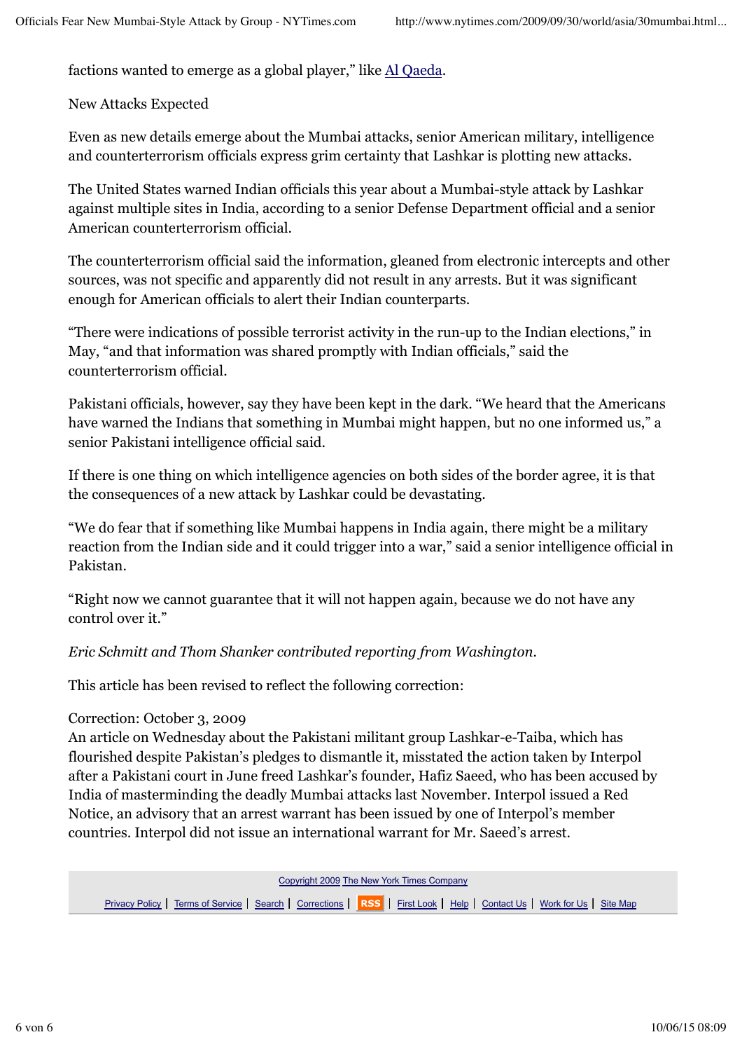factions wanted to emerge as a global player," like Al Qaeda.

## New Attacks Expected

Even as new details emerge about the Mumbai attacks, senior American military, intelligence and counterterrorism officials express grim certainty that Lashkar is plotting new attacks.

The United States warned Indian officials this year about a Mumbai-style attack by Lashkar against multiple sites in India, according to a senior Defense Department official and a senior American counterterrorism official.

The counterterrorism official said the information, gleaned from electronic intercepts and other sources, was not specific and apparently did not result in any arrests. But it was significant enough for American officials to alert their Indian counterparts.

"There were indications of possible terrorist activity in the run-up to the Indian elections," in May, "and that information was shared promptly with Indian officials," said the counterterrorism official.

Pakistani officials, however, say they have been kept in the dark. "We heard that the Americans have warned the Indians that something in Mumbai might happen, but no one informed us," a senior Pakistani intelligence official said.

If there is one thing on which intelligence agencies on both sides of the border agree, it is that the consequences of a new attack by Lashkar could be devastating.

"We do fear that if something like Mumbai happens in India again, there might be a military reaction from the Indian side and it could trigger into a war," said a senior intelligence official in Pakistan.

"Right now we cannot guarantee that it will not happen again, because we do not have any control over it."

*Eric Schmitt and Thom Shanker contributed reporting from Washington.*

This article has been revised to reflect the following correction:

Correction: October 3, 2009
An article on Wednesday about the Pakistani militant group Lashkar-e-Taiba, which has flourished despite Pakistan's pledges to dismantle it, misstated the action taken by Interpol after a Pakistani court in June freed Lashkar's founder, Hafiz Saeed, who has been accused by India of masterminding the deadly Mumbai attacks last November. Interpol issued a Red Notice, an advisory that an arrest warrant has been issued by one of Interpol's member countries. Interpol did not issue an international warrant for Mr. Saeed's arrest.

Copyright 2009 The New York Times Company

Privacy Policy | Terms of Service | Search | Corrections | RSS | First Look | Help | Contact Us | Work for Us | Site Map